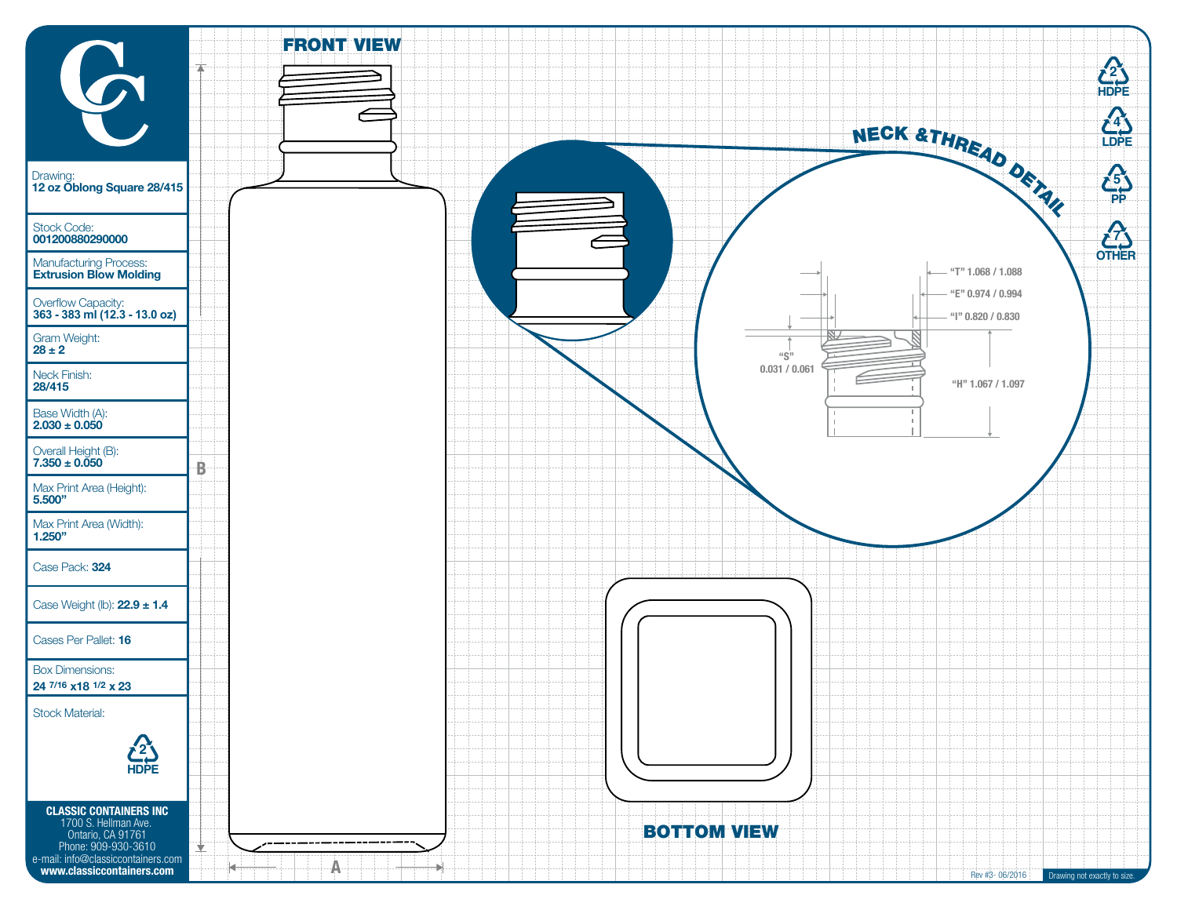**Drawing:**
**12 oz Oblong Square 28/415**

**Stock Code:**
**001200880290000**

**Manufacturing Process:**
**Extrusion Blow Molding**

**Overflow Capacity:**
**363 - 383 ml (12.3 - 13.0 oz)**

**Gram Weight:**
**28 ± 2**

**Neck Finish:**
**28/415**

**Base Width (A):**
**2.030 ± 0.050**

**Overall Height (B):**
**7.350 ± 0.050**

**Max Print Area (Height):**
**5.500"**

**Max Print Area (Width):**
**1.250"**

Case Pack: **324**

Case Weight (lb): **22.9 ± 1.4**

Cases Per Pallet: **16**

Box Dimensions:
**24 7/16 x18 1/2 x 23**

Stock Material:

2 HDPE

**CLASSIC CONTAINERS INC**
1700 S. Hellman Ave.
Ontario, CA 91761
Phone: 909-930-3610
e-mail: info@classiccontainers.com
**www.classiccontainers.com**

## FRONT VIEW

B

A

## NECK & THREAD DETAIL

"T" 1.068 / 1.088

"E" 0.974 / 0.994

"I" 0.820 / 0.830

"S" 0.031 / 0.061

"H" 1.067 / 1.097

## BOTTOM VIEW

2 HDPE

4 LDPE

5 PP

7 OTHER

Rev #3- 06/2016

Drawing not exactly to size.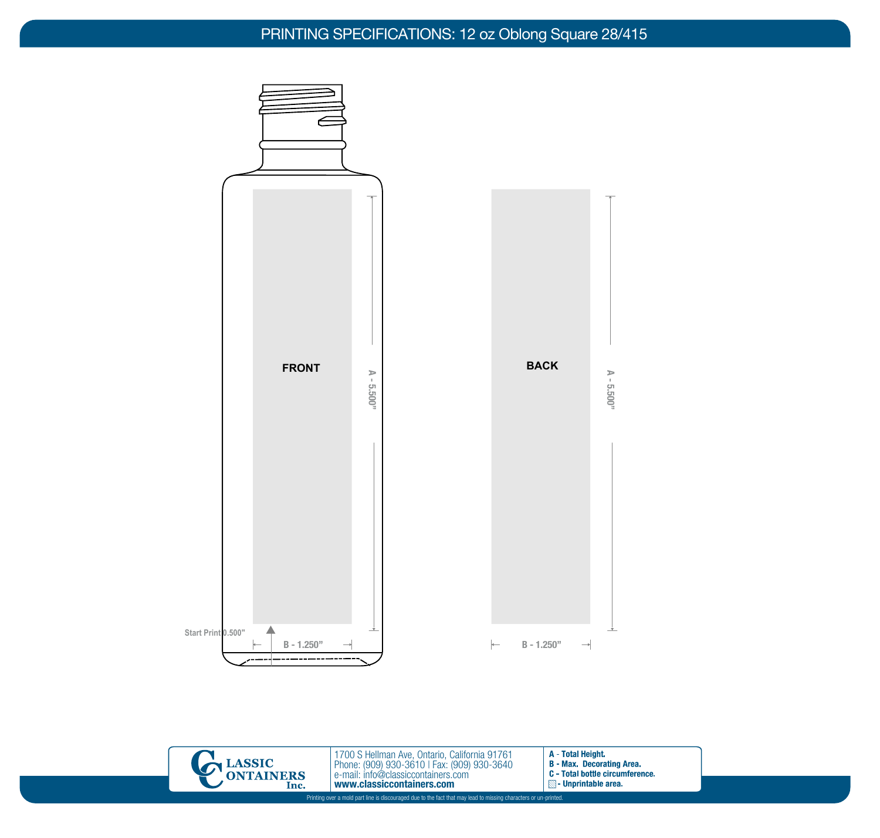# PRINTING SPECIFICATIONS: 12 oz Oblong Square 28/415

FRONT

A - 5.500"

Start Print 0.500"

B - 1.250"

BACK

A - 5.500"

B - 1.250"

CLASSIC CONTAINERS Inc.

1700 S Hellman Ave, Ontario, California 91761
Phone: (909) 930-3610 | Fax: (909) 930-3640
e-mail: info@classiccontainers.com
**www.classiccontainers.com**

**A** - **Total Height.**
**B - Max. Decorating Area.**
**C - Total bottle circumference.**
**- Unprintable area.**

Printing over a mold part line is discouraged due to the fact that may lead to missing characters or un-printed.